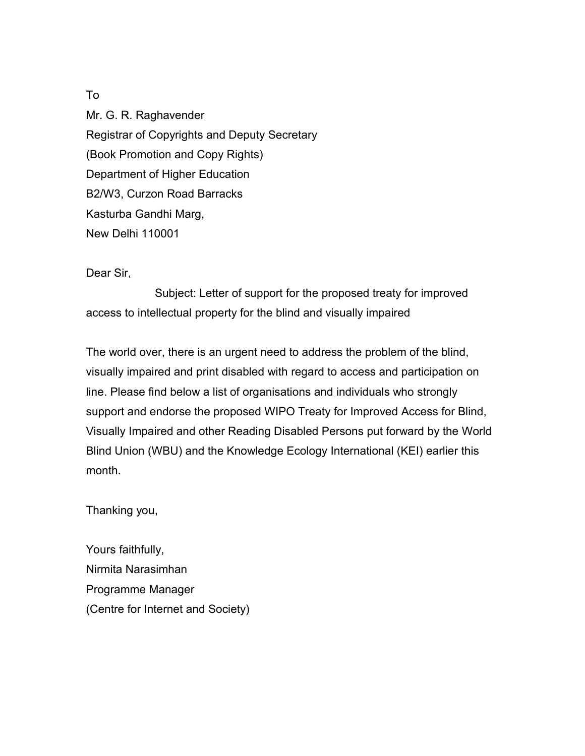To

Mr. G. R. Raghavender

Registrar of Copyrights and Deputy Secretary

(Book Promotion and Copy Rights)

Department of Higher Education

B2/W3, Curzon Road Barracks

Kasturba Gandhi Marg,

New Delhi 110001

Dear Sir,

Subject: Letter of support for the proposed treaty for improved access to intellectual property for the blind and visually impaired

The world over, there is an urgent need to address the problem of the blind, visually impaired and print disabled with regard to access and participation on line. Please find below a list of organisations and individuals who strongly support and endorse the proposed WIPO Treaty for Improved Access for Blind, Visually Impaired and other Reading Disabled Persons put forward by the World Blind Union (WBU) and the Knowledge Ecology International (KEI) earlier this month.

Thanking you,

Yours faithfully,

Nirmita Narasimhan

Programme Manager

(Centre for Internet and Society)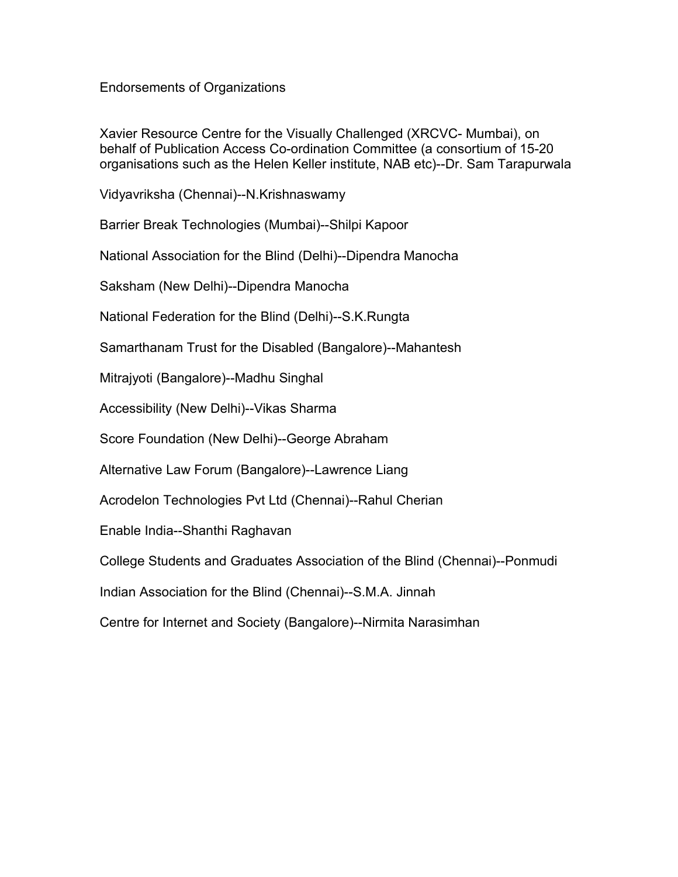Endorsements of Organizations

Xavier Resource Centre for the Visually Challenged (XRCVC- Mumbai), on behalf of Publication Access Co-ordination Committee (a consortium of 15-20 organisations such as the Helen Keller institute, NAB etc)--Dr. Sam Tarapurwala

Vidyavriksha (Chennai)--N.Krishnaswamy

Barrier Break Technologies (Mumbai)--Shilpi Kapoor

National Association for the Blind (Delhi)--Dipendra Manocha

Saksham (New Delhi)--Dipendra Manocha

National Federation for the Blind (Delhi)--S.K.Rungta

Samarthanam Trust for the Disabled (Bangalore)--Mahantesh

Mitrajyoti (Bangalore)--Madhu Singhal

Accessibility (New Delhi)--Vikas Sharma

Score Foundation (New Delhi)--George Abraham

Alternative Law Forum (Bangalore)--Lawrence Liang

Acrodelon Technologies Pvt Ltd (Chennai)--Rahul Cherian

Enable India--Shanthi Raghavan

College Students and Graduates Association of the Blind (Chennai)--Ponmudi

Indian Association for the Blind (Chennai)--S.M.A. Jinnah

Centre for Internet and Society (Bangalore)--Nirmita Narasimhan